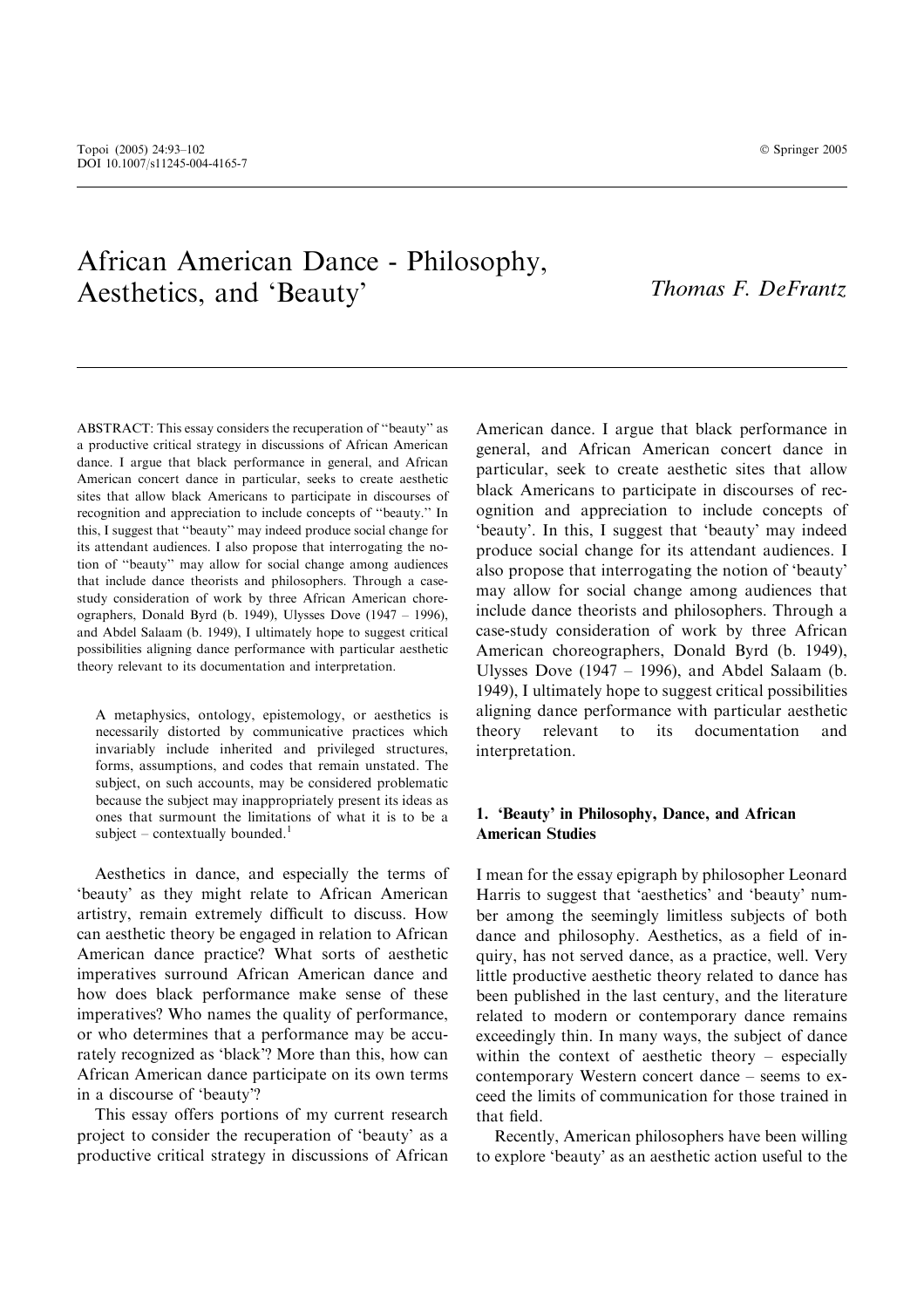# African American Dance - Philosophy, Aesthetics, and 'Beauty'

*Thomas F. DeFrantz*

ABSTRACT: This essay considers the recuperation of "beauty" as a productive critical strategy in discussions of African American dance. I argue that black performance in general, and African American concert dance in particular, seeks to create aesthetic sites that allow black Americans to participate in discourses of recognition and appreciation to include concepts of "beauty." In this, I suggest that "beauty" may indeed produce social change for its attendant audiences. I also propose that interrogating the notion of "beauty" may allow for social change among audiences that include dance theorists and philosophers. Through a case-study consideration of work by three African American choreographers, Donald Byrd (b. 1949), Ulysses Dove (1947 – 1996), and Abdel Salaam (b. 1949), I ultimately hope to suggest critical possibilities aligning dance performance with particular aesthetic theory relevant to its documentation and interpretation.

> A metaphysics, ontology, epistemology, or aesthetics is necessarily distorted by communicative practices which invariably include inherited and privileged structures, forms, assumptions, and codes that remain unstated. The subject, on such accounts, may be considered problematic because the subject may inappropriately present its ideas as ones that surmount the limitations of what it is to be a subject – contextually bounded.[1]

Aesthetics in dance, and especially the terms of 'beauty' as they might relate to African American artistry, remain extremely difficult to discuss. How can aesthetic theory be engaged in relation to African American dance practice? What sorts of aesthetic imperatives surround African American dance and how does black performance make sense of these imperatives? Who names the quality of performance, or who determines that a performance may be accurately recognized as 'black'? More than this, how can African American dance participate on its own terms in a discourse of 'beauty'?

This essay offers portions of my current research project to consider the recuperation of 'beauty' as a productive critical strategy in discussions of African American dance. I argue that black performance in general, and African American concert dance in particular, seek to create aesthetic sites that allow black Americans to participate in discourses of recognition and appreciation to include concepts of 'beauty'. In this, I suggest that 'beauty' may indeed produce social change for its attendant audiences. I also propose that interrogating the notion of 'beauty' may allow for social change among audiences that include dance theorists and philosophers. Through a case-study consideration of work by three African American choreographers, Donald Byrd (b. 1949), Ulysses Dove (1947 – 1996), and Abdel Salaam (b. 1949), I ultimately hope to suggest critical possibilities aligning dance performance with particular aesthetic theory relevant to its documentation and interpretation.

## 1. 'Beauty' in Philosophy, Dance, and African American Studies

I mean for the essay epigraph by philosopher Leonard Harris to suggest that 'aesthetics' and 'beauty' number among the seemingly limitless subjects of both dance and philosophy. Aesthetics, as a field of inquiry, has not served dance, as a practice, well. Very little productive aesthetic theory related to dance has been published in the last century, and the literature related to modern or contemporary dance remains exceedingly thin. In many ways, the subject of dance within the context of aesthetic theory – especially contemporary Western concert dance – seems to exceed the limits of communication for those trained in that field.

Recently, American philosophers have been willing to explore 'beauty' as an aesthetic action useful to the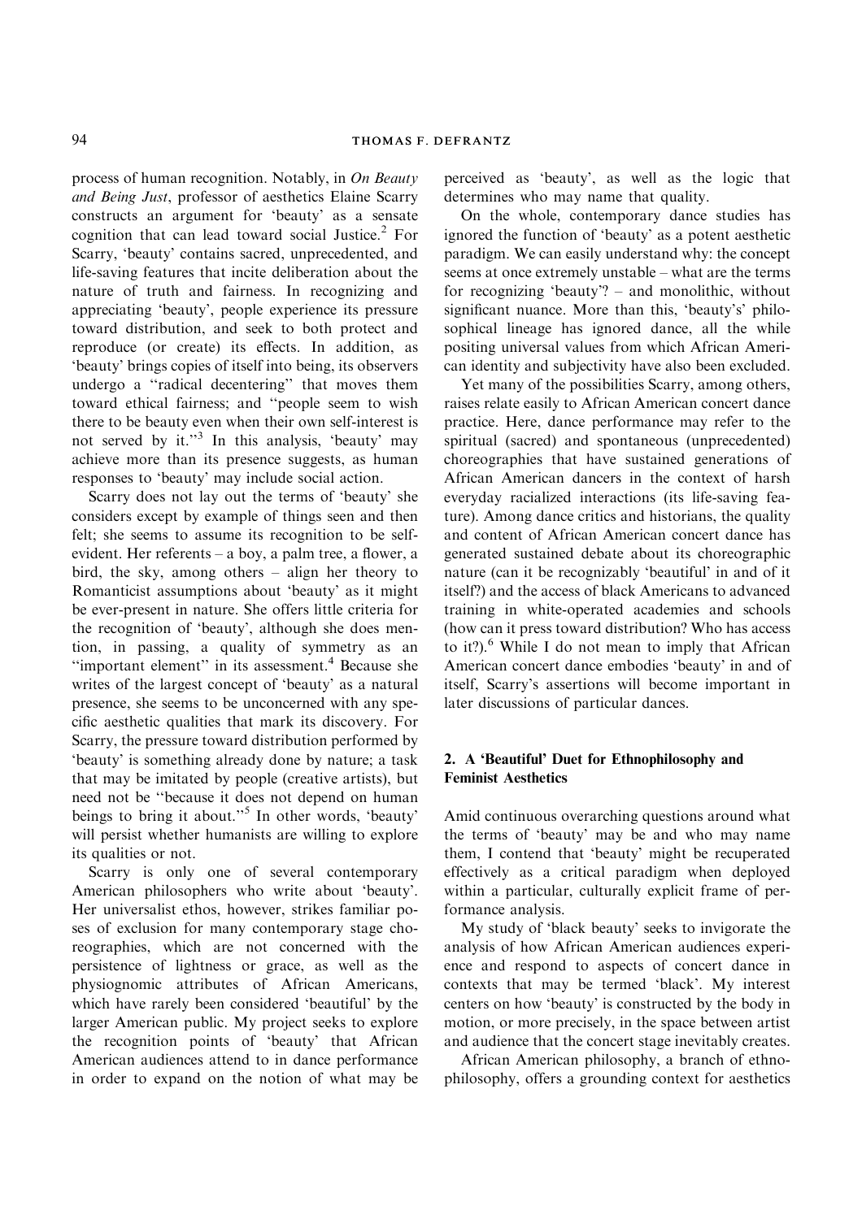process of human recognition. Notably, in *On Beauty and Being Just*, professor of aesthetics Elaine Scarry constructs an argument for 'beauty' as a sensate cognition that can lead toward social Justice.[2] For Scarry, 'beauty' contains sacred, unprecedented, and life-saving features that incite deliberation about the nature of truth and fairness. In recognizing and appreciating 'beauty', people experience its pressure toward distribution, and seek to both protect and reproduce (or create) its effects. In addition, as 'beauty' brings copies of itself into being, its observers undergo a "radical decentering" that moves them toward ethical fairness; and "people seem to wish there to be beauty even when their own self-interest is not served by it."[3] In this analysis, 'beauty' may achieve more than its presence suggests, as human responses to 'beauty' may include social action.

Scarry does not lay out the terms of 'beauty' she considers except by example of things seen and then felt; she seems to assume its recognition to be self-evident. Her referents – a boy, a palm tree, a flower, a bird, the sky, among others – align her theory to Romanticist assumptions about 'beauty' as it might be ever-present in nature. She offers little criteria for the recognition of 'beauty', although she does mention, in passing, a quality of symmetry as an "important element" in its assessment.[4] Because she writes of the largest concept of 'beauty' as a natural presence, she seems to be unconcerned with any specific aesthetic qualities that mark its discovery. For Scarry, the pressure toward distribution performed by 'beauty' is something already done by nature; a task that may be imitated by people (creative artists), but need not be "because it does not depend on human beings to bring it about."[5] In other words, 'beauty' will persist whether humanists are willing to explore its qualities or not.

Scarry is only one of several contemporary American philosophers who write about 'beauty'. Her universalist ethos, however, strikes familiar poses of exclusion for many contemporary stage choreographies, which are not concerned with the persistence of lightness or grace, as well as the physiognomic attributes of African Americans, which have rarely been considered 'beautiful' by the larger American public. My project seeks to explore the recognition points of 'beauty' that African American audiences attend to in dance performance in order to expand on the notion of what may be perceived as 'beauty', as well as the logic that determines who may name that quality.

On the whole, contemporary dance studies has ignored the function of 'beauty' as a potent aesthetic paradigm. We can easily understand why: the concept seems at once extremely unstable – what are the terms for recognizing 'beauty'? – and monolithic, without significant nuance. More than this, 'beauty's' philosophical lineage has ignored dance, all the while positing universal values from which African American identity and subjectivity have also been excluded.

Yet many of the possibilities Scarry, among others, raises relate easily to African American concert dance practice. Here, dance performance may refer to the spiritual (sacred) and spontaneous (unprecedented) choreographies that have sustained generations of African American dancers in the context of harsh everyday racialized interactions (its life-saving feature). Among dance critics and historians, the quality and content of African American concert dance has generated sustained debate about its choreographic nature (can it be recognizably 'beautiful' in and of it itself?) and the access of black Americans to advanced training in white-operated academies and schools (how can it press toward distribution? Who has access to it?).[6] While I do not mean to imply that African American concert dance embodies 'beauty' in and of itself, Scarry's assertions will become important in later discussions of particular dances.

## 2. A 'Beautiful' Duet for Ethnophilosophy and Feminist Aesthetics

Amid continuous overarching questions around what the terms of 'beauty' may be and who may name them, I contend that 'beauty' might be recuperated effectively as a critical paradigm when deployed within a particular, culturally explicit frame of performance analysis.

My study of 'black beauty' seeks to invigorate the analysis of how African American audiences experience and respond to aspects of concert dance in contexts that may be termed 'black'. My interest centers on how 'beauty' is constructed by the body in motion, or more precisely, in the space between artist and audience that the concert stage inevitably creates.

African American philosophy, a branch of ethnophilosophy, offers a grounding context for aesthetics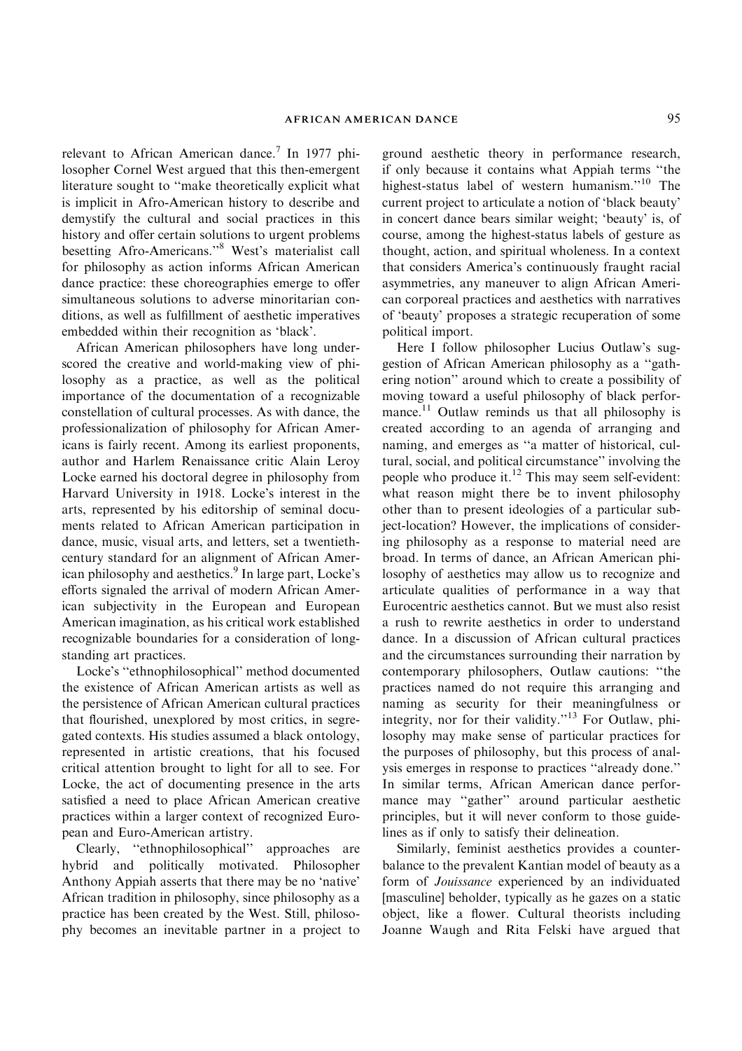relevant to African American dance.[7] In 1977 philosopher Cornel West argued that this then-emergent literature sought to "make theoretically explicit what is implicit in Afro-American history to describe and demystify the cultural and social practices in this history and offer certain solutions to urgent problems besetting Afro-Americans."[8] West's materialist call for philosophy as action informs African American dance practice: these choreographies emerge to offer simultaneous solutions to adverse minoritarian conditions, as well as fulfillment of aesthetic imperatives embedded within their recognition as 'black'.

African American philosophers have long underscored the creative and world-making view of philosophy as a practice, as well as the political importance of the documentation of a recognizable constellation of cultural processes. As with dance, the professionalization of philosophy for African Americans is fairly recent. Among its earliest proponents, author and Harlem Renaissance critic Alain Leroy Locke earned his doctoral degree in philosophy from Harvard University in 1918. Locke's interest in the arts, represented by his editorship of seminal documents related to African American participation in dance, music, visual arts, and letters, set a twentieth-century standard for an alignment of African American philosophy and aesthetics.[9] In large part, Locke's efforts signaled the arrival of modern African American subjectivity in the European and European American imagination, as his critical work established recognizable boundaries for a consideration of long-standing art practices.

Locke's "ethnophilosophical" method documented the existence of African American artists as well as the persistence of African American cultural practices that flourished, unexplored by most critics, in segregated contexts. His studies assumed a black ontology, represented in artistic creations, that his focused critical attention brought to light for all to see. For Locke, the act of documenting presence in the arts satisfied a need to place African American creative practices within a larger context of recognized European and Euro-American artistry.

Clearly, "ethnophilosophical" approaches are hybrid and politically motivated. Philosopher Anthony Appiah asserts that there may be no 'native' African tradition in philosophy, since philosophy as a practice has been created by the West. Still, philosophy becomes an inevitable partner in a project to ground aesthetic theory in performance research, if only because it contains what Appiah terms "the highest-status label of western humanism."[10] The current project to articulate a notion of 'black beauty' in concert dance bears similar weight; 'beauty' is, of course, among the highest-status labels of gesture as thought, action, and spiritual wholeness. In a context that considers America's continuously fraught racial asymmetries, any maneuver to align African American corporeal practices and aesthetics with narratives of 'beauty' proposes a strategic recuperation of some political import.

Here I follow philosopher Lucius Outlaw's suggestion of African American philosophy as a "gathering notion" around which to create a possibility of moving toward a useful philosophy of black performance.[11] Outlaw reminds us that all philosophy is created according to an agenda of arranging and naming, and emerges as "a matter of historical, cultural, social, and political circumstance" involving the people who produce it.[12] This may seem self-evident: what reason might there be to invent philosophy other than to present ideologies of a particular subject-location? However, the implications of considering philosophy as a response to material need are broad. In terms of dance, an African American philosophy of aesthetics may allow us to recognize and articulate qualities of performance in a way that Eurocentric aesthetics cannot. But we must also resist a rush to rewrite aesthetics in order to understand dance. In a discussion of African cultural practices and the circumstances surrounding their narration by contemporary philosophers, Outlaw cautions: "the practices named do not require this arranging and naming as security for their meaningfulness or integrity, nor for their validity."[13] For Outlaw, philosophy may make sense of particular practices for the purposes of philosophy, but this process of analysis emerges in response to practices "already done." In similar terms, African American dance performance may "gather" around particular aesthetic principles, but it will never conform to those guidelines as if only to satisfy their delineation.

Similarly, feminist aesthetics provides a counterbalance to the prevalent Kantian model of beauty as a form of *Jouissance* experienced by an individuated [masculine] beholder, typically as he gazes on a static object, like a flower. Cultural theorists including Joanne Waugh and Rita Felski have argued that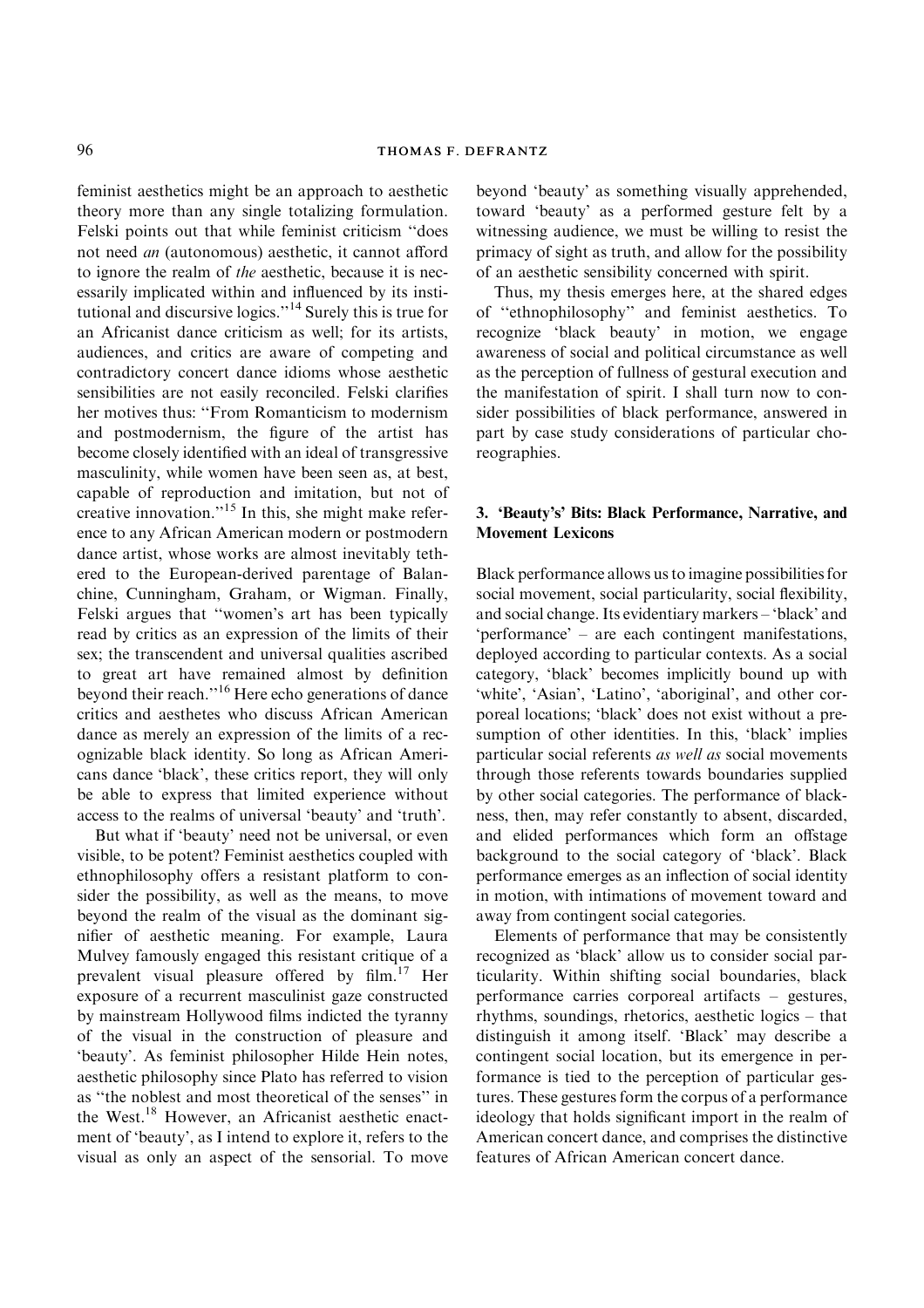feminist aesthetics might be an approach to aesthetic theory more than any single totalizing formulation. Felski points out that while feminist criticism "does not need *an* (autonomous) aesthetic, it cannot afford to ignore the realm of *the* aesthetic, because it is necessarily implicated within and influenced by its institutional and discursive logics."[14] Surely this is true for an Africanist dance criticism as well; for its artists, audiences, and critics are aware of competing and contradictory concert dance idioms whose aesthetic sensibilities are not easily reconciled. Felski clarifies her motives thus: "From Romanticism to modernism and postmodernism, the figure of the artist has become closely identified with an ideal of transgressive masculinity, while women have been seen as, at best, capable of reproduction and imitation, but not of creative innovation."[15] In this, she might make reference to any African American modern or postmodern dance artist, whose works are almost inevitably tethered to the European-derived parentage of Balanchine, Cunningham, Graham, or Wigman. Finally, Felski argues that "women's art has been typically read by critics as an expression of the limits of their sex; the transcendent and universal qualities ascribed to great art have remained almost by definition beyond their reach."[16] Here echo generations of dance critics and aesthetes who discuss African American dance as merely an expression of the limits of a recognizable black identity. So long as African Americans dance 'black', these critics report, they will only be able to express that limited experience without access to the realms of universal 'beauty' and 'truth'.

But what if 'beauty' need not be universal, or even visible, to be potent? Feminist aesthetics coupled with ethnophilosophy offers a resistant platform to consider the possibility, as well as the means, to move beyond the realm of the visual as the dominant signifier of aesthetic meaning. For example, Laura Mulvey famously engaged this resistant critique of a prevalent visual pleasure offered by film.[17] Her exposure of a recurrent masculinist gaze constructed by mainstream Hollywood films indicted the tyranny of the visual in the construction of pleasure and 'beauty'. As feminist philosopher Hilde Hein notes, aesthetic philosophy since Plato has referred to vision as "the noblest and most theoretical of the senses" in the West.[18] However, an Africanist aesthetic enactment of 'beauty', as I intend to explore it, refers to the visual as only an aspect of the sensorial. To move beyond 'beauty' as something visually apprehended, toward 'beauty' as a performed gesture felt by a witnessing audience, we must be willing to resist the primacy of sight as truth, and allow for the possibility of an aesthetic sensibility concerned with spirit.

Thus, my thesis emerges here, at the shared edges of "ethnophilosophy" and feminist aesthetics. To recognize 'black beauty' in motion, we engage awareness of social and political circumstance as well as the perception of fullness of gestural execution and the manifestation of spirit. I shall turn now to consider possibilities of black performance, answered in part by case study considerations of particular choreographies.

## 3. 'Beauty's' Bits: Black Performance, Narrative, and Movement Lexicons

Black performance allows us to imagine possibilities for social movement, social particularity, social flexibility, and social change. Its evidentiary markers – 'black' and 'performance' – are each contingent manifestations, deployed according to particular contexts. As a social category, 'black' becomes implicitly bound up with 'white', 'Asian', 'Latino', 'aboriginal', and other corporeal locations; 'black' does not exist without a presumption of other identities. In this, 'black' implies particular social referents *as well as* social movements through those referents towards boundaries supplied by other social categories. The performance of blackness, then, may refer constantly to absent, discarded, and elided performances which form an offstage background to the social category of 'black'. Black performance emerges as an inflection of social identity in motion, with intimations of movement toward and away from contingent social categories.

Elements of performance that may be consistently recognized as 'black' allow us to consider social particularity. Within shifting social boundaries, black performance carries corporeal artifacts – gestures, rhythms, soundings, rhetorics, aesthetic logics – that distinguish it among itself. 'Black' may describe a contingent social location, but its emergence in performance is tied to the perception of particular gestures. These gestures form the corpus of a performance ideology that holds significant import in the realm of American concert dance, and comprises the distinctive features of African American concert dance.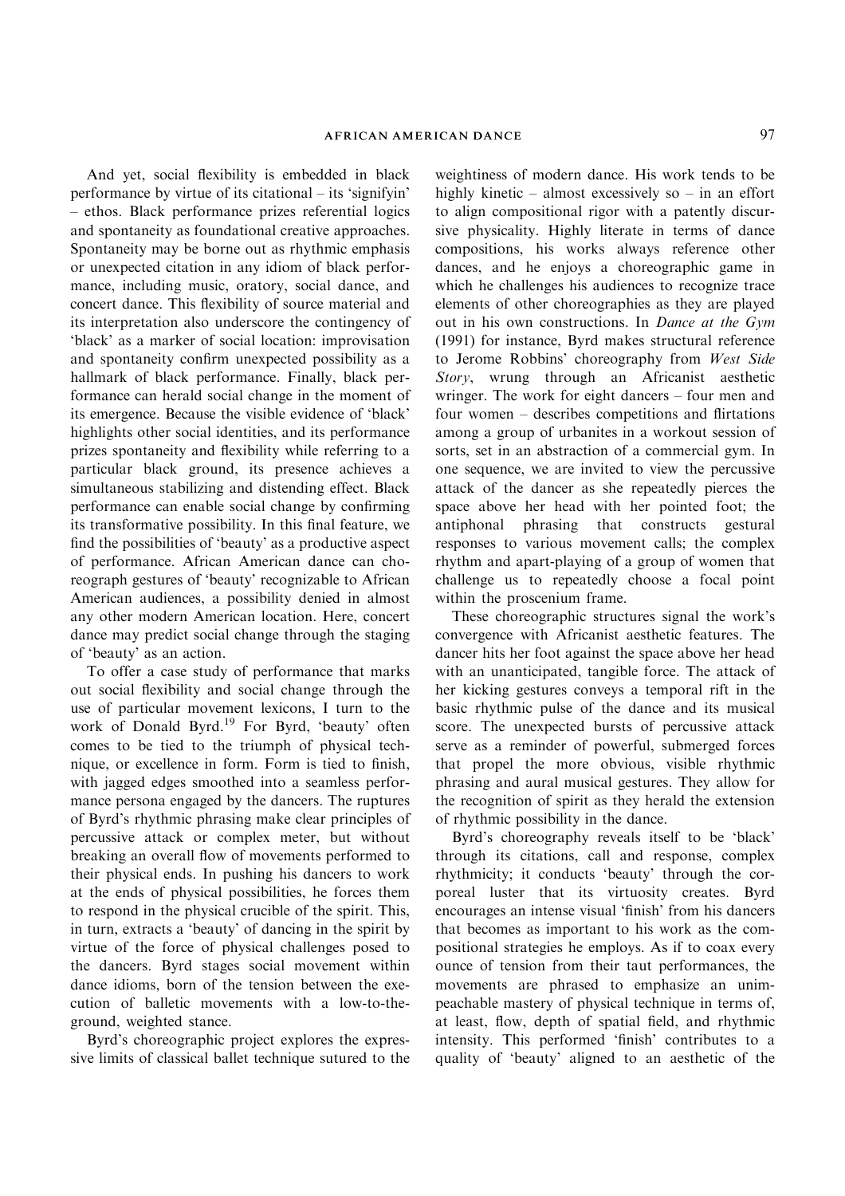And yet, social flexibility is embedded in black performance by virtue of its citational – its 'signifyin' – ethos. Black performance prizes referential logics and spontaneity as foundational creative approaches. Spontaneity may be borne out as rhythmic emphasis or unexpected citation in any idiom of black performance, including music, oratory, social dance, and concert dance. This flexibility of source material and its interpretation also underscore the contingency of 'black' as a marker of social location: improvisation and spontaneity confirm unexpected possibility as a hallmark of black performance. Finally, black performance can herald social change in the moment of its emergence. Because the visible evidence of 'black' highlights other social identities, and its performance prizes spontaneity and flexibility while referring to a particular black ground, its presence achieves a simultaneous stabilizing and distending effect. Black performance can enable social change by confirming its transformative possibility. In this final feature, we find the possibilities of 'beauty' as a productive aspect of performance. African American dance can choreograph gestures of 'beauty' recognizable to African American audiences, a possibility denied in almost any other modern American location. Here, concert dance may predict social change through the staging of 'beauty' as an action.

To offer a case study of performance that marks out social flexibility and social change through the use of particular movement lexicons, I turn to the work of Donald Byrd.[19] For Byrd, 'beauty' often comes to be tied to the triumph of physical technique, or excellence in form. Form is tied to finish, with jagged edges smoothed into a seamless performance persona engaged by the dancers. The ruptures of Byrd's rhythmic phrasing make clear principles of percussive attack or complex meter, but without breaking an overall flow of movements performed to their physical ends. In pushing his dancers to work at the ends of physical possibilities, he forces them to respond in the physical crucible of the spirit. This, in turn, extracts a 'beauty' of dancing in the spirit by virtue of the force of physical challenges posed to the dancers. Byrd stages social movement within dance idioms, born of the tension between the execution of balletic movements with a low-to-the-ground, weighted stance.

Byrd's choreographic project explores the expressive limits of classical ballet technique sutured to the weightiness of modern dance. His work tends to be highly kinetic – almost excessively so – in an effort to align compositional rigor with a patently discursive physicality. Highly literate in terms of dance compositions, his works always reference other dances, and he enjoys a choreographic game in which he challenges his audiences to recognize trace elements of other choreographies as they are played out in his own constructions. In *Dance at the Gym* (1991) for instance, Byrd makes structural reference to Jerome Robbins' choreography from *West Side Story*, wrung through an Africanist aesthetic wringer. The work for eight dancers – four men and four women – describes competitions and flirtations among a group of urbanites in a workout session of sorts, set in an abstraction of a commercial gym. In one sequence, we are invited to view the percussive attack of the dancer as she repeatedly pierces the space above her head with her pointed foot; the antiphonal phrasing that constructs gestural responses to various movement calls; the complex rhythm and apart-playing of a group of women that challenge us to repeatedly choose a focal point within the proscenium frame.

These choreographic structures signal the work's convergence with Africanist aesthetic features. The dancer hits her foot against the space above her head with an unanticipated, tangible force. The attack of her kicking gestures conveys a temporal rift in the basic rhythmic pulse of the dance and its musical score. The unexpected bursts of percussive attack serve as a reminder of powerful, submerged forces that propel the more obvious, visible rhythmic phrasing and aural musical gestures. They allow for the recognition of spirit as they herald the extension of rhythmic possibility in the dance.

Byrd's choreography reveals itself to be 'black' through its citations, call and response, complex rhythmicity; it conducts 'beauty' through the corporeal luster that its virtuosity creates. Byrd encourages an intense visual 'finish' from his dancers that becomes as important to his work as the compositional strategies he employs. As if to coax every ounce of tension from their taut performances, the movements are phrased to emphasize an unimpeachable mastery of physical technique in terms of, at least, flow, depth of spatial field, and rhythmic intensity. This performed 'finish' contributes to a quality of 'beauty' aligned to an aesthetic of the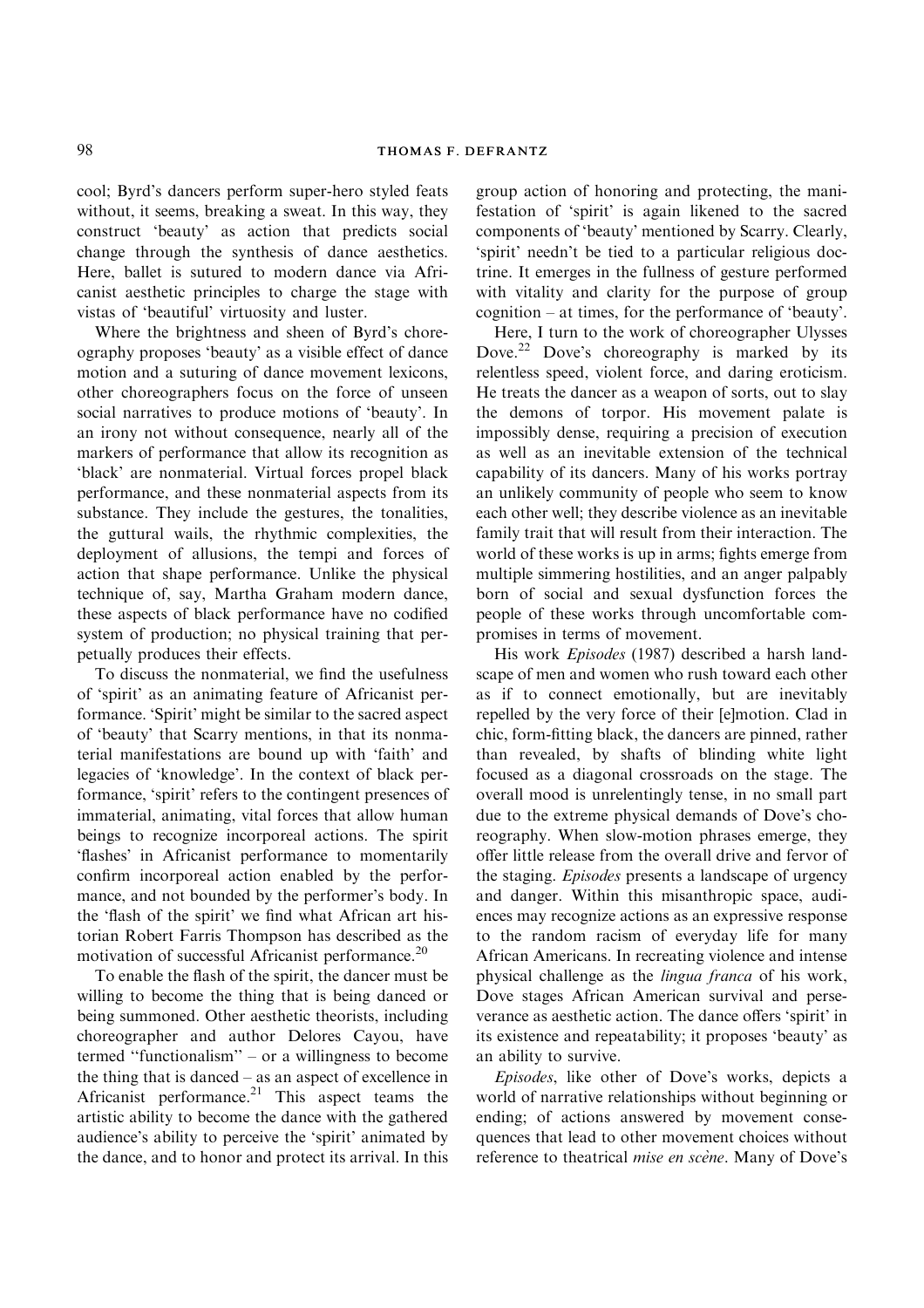cool; Byrd's dancers perform super-hero styled feats without, it seems, breaking a sweat. In this way, they construct 'beauty' as action that predicts social change through the synthesis of dance aesthetics. Here, ballet is sutured to modern dance via Africanist aesthetic principles to charge the stage with vistas of 'beautiful' virtuosity and luster.

Where the brightness and sheen of Byrd's choreography proposes 'beauty' as a visible effect of dance motion and a suturing of dance movement lexicons, other choreographers focus on the force of unseen social narratives to produce motions of 'beauty'. In an irony not without consequence, nearly all of the markers of performance that allow its recognition as 'black' are nonmaterial. Virtual forces propel black performance, and these nonmaterial aspects from its substance. They include the gestures, the tonalities, the guttural wails, the rhythmic complexities, the deployment of allusions, the tempi and forces of action that shape performance. Unlike the physical technique of, say, Martha Graham modern dance, these aspects of black performance have no codified system of production; no physical training that perpetually produces their effects.

To discuss the nonmaterial, we find the usefulness of 'spirit' as an animating feature of Africanist performance. 'Spirit' might be similar to the sacred aspect of 'beauty' that Scarry mentions, in that its nonmaterial manifestations are bound up with 'faith' and legacies of 'knowledge'. In the context of black performance, 'spirit' refers to the contingent presences of immaterial, animating, vital forces that allow human beings to recognize incorporeal actions. The spirit 'flashes' in Africanist performance to momentarily confirm incorporeal action enabled by the performance, and not bounded by the performer's body. In the 'flash of the spirit' we find what African art historian Robert Farris Thompson has described as the motivation of successful Africanist performance.[20]

To enable the flash of the spirit, the dancer must be willing to become the thing that is being danced or being summoned. Other aesthetic theorists, including choreographer and author Delores Cayou, have termed "functionalism" – or a willingness to become the thing that is danced – as an aspect of excellence in Africanist performance.[21] This aspect teams the artistic ability to become the dance with the gathered audience's ability to perceive the 'spirit' animated by the dance, and to honor and protect its arrival. In this group action of honoring and protecting, the manifestation of 'spirit' is again likened to the sacred components of 'beauty' mentioned by Scarry. Clearly, 'spirit' needn't be tied to a particular religious doctrine. It emerges in the fullness of gesture performed with vitality and clarity for the purpose of group cognition – at times, for the performance of 'beauty'.

Here, I turn to the work of choreographer Ulysses Dove.[22] Dove's choreography is marked by its relentless speed, violent force, and daring eroticism. He treats the dancer as a weapon of sorts, out to slay the demons of torpor. His movement palate is impossibly dense, requiring a precision of execution as well as an inevitable extension of the technical capability of its dancers. Many of his works portray an unlikely community of people who seem to know each other well; they describe violence as an inevitable family trait that will result from their interaction. The world of these works is up in arms; fights emerge from multiple simmering hostilities, and an anger palpably born of social and sexual dysfunction forces the people of these works through uncomfortable compromises in terms of movement.

His work *Episodes* (1987) described a harsh landscape of men and women who rush toward each other as if to connect emotionally, but are inevitably repelled by the very force of their [e]motion. Clad in chic, form-fitting black, the dancers are pinned, rather than revealed, by shafts of blinding white light focused as a diagonal crossroads on the stage. The overall mood is unrelentingly tense, in no small part due to the extreme physical demands of Dove's choreography. When slow-motion phrases emerge, they offer little release from the overall drive and fervor of the staging. *Episodes* presents a landscape of urgency and danger. Within this misanthropic space, audiences may recognize actions as an expressive response to the random racism of everyday life for many African Americans. In recreating violence and intense physical challenge as the *lingua franca* of his work, Dove stages African American survival and perseverance as aesthetic action. The dance offers 'spirit' in its existence and repeatability; it proposes 'beauty' as an ability to survive.

*Episodes*, like other of Dove's works, depicts a world of narrative relationships without beginning or ending; of actions answered by movement consequences that lead to other movement choices without reference to theatrical *mise en scène*. Many of Dove's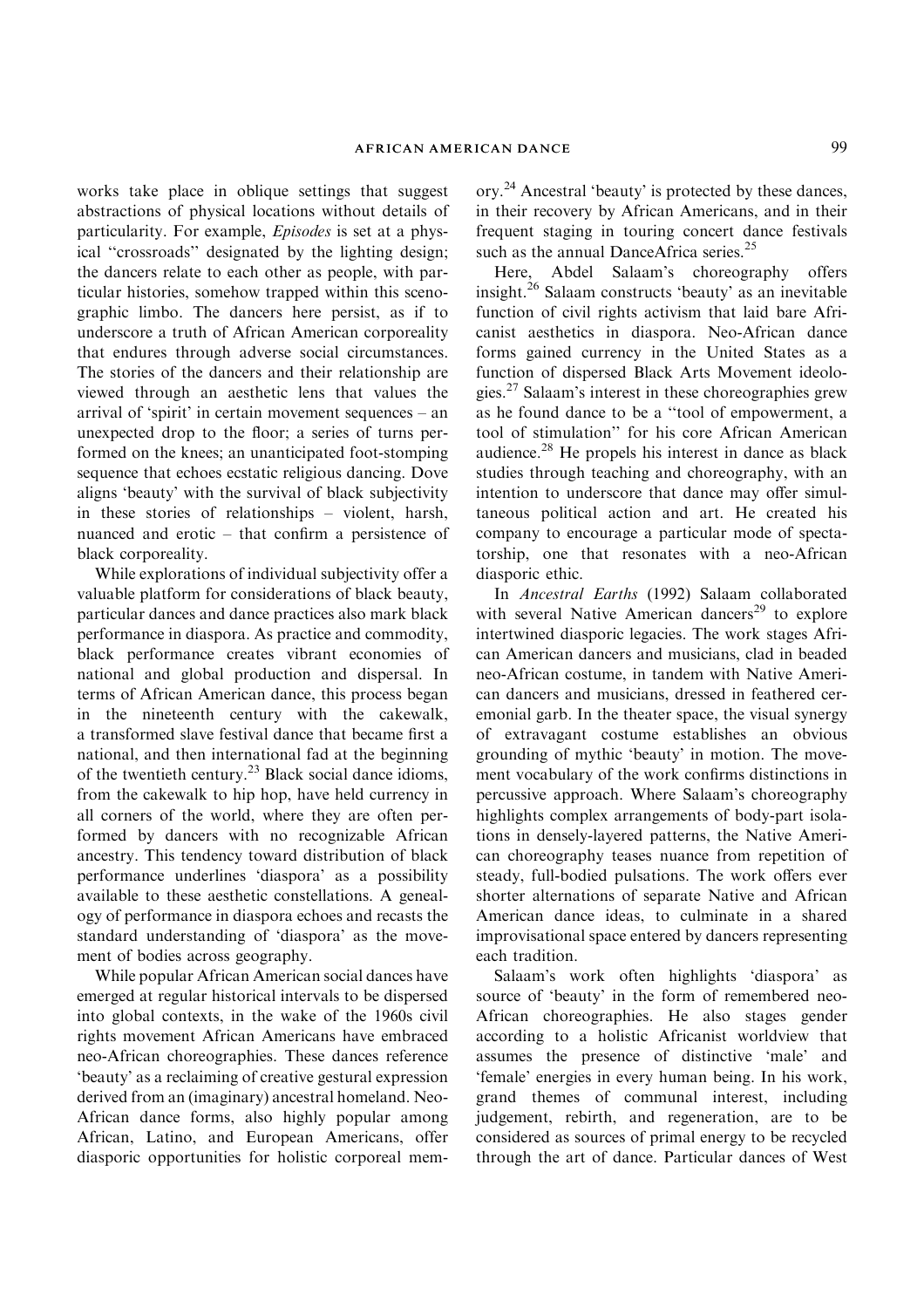works take place in oblique settings that suggest abstractions of physical locations without details of particularity. For example, *Episodes* is set at a physical ''crossroads'' designated by the lighting design; the dancers relate to each other as people, with particular histories, somehow trapped within this scenographic limbo. The dancers here persist, as if to underscore a truth of African American corporeality that endures through adverse social circumstances. The stories of the dancers and their relationship are viewed through an aesthetic lens that values the arrival of 'spirit' in certain movement sequences – an unexpected drop to the floor; a series of turns performed on the knees; an unanticipated foot-stomping sequence that echoes ecstatic religious dancing. Dove aligns 'beauty' with the survival of black subjectivity in these stories of relationships – violent, harsh, nuanced and erotic – that confirm a persistence of black corporeality.

While explorations of individual subjectivity offer a valuable platform for considerations of black beauty, particular dances and dance practices also mark black performance in diaspora. As practice and commodity, black performance creates vibrant economies of national and global production and dispersal. In terms of African American dance, this process began in the nineteenth century with the cakewalk, a transformed slave festival dance that became first a national, and then international fad at the beginning of the twentieth century.[23] Black social dance idioms, from the cakewalk to hip hop, have held currency in all corners of the world, where they are often performed by dancers with no recognizable African ancestry. This tendency toward distribution of black performance underlines 'diaspora' as a possibility available to these aesthetic constellations. A genealogy of performance in diaspora echoes and recasts the standard understanding of 'diaspora' as the movement of bodies across geography.

While popular African American social dances have emerged at regular historical intervals to be dispersed into global contexts, in the wake of the 1960s civil rights movement African Americans have embraced neo-African choreographies. These dances reference 'beauty' as a reclaiming of creative gestural expression derived from an (imaginary) ancestral homeland. Neo-African dance forms, also highly popular among African, Latino, and European Americans, offer diasporic opportunities for holistic corporeal memory.[24] Ancestral 'beauty' is protected by these dances, in their recovery by African Americans, and in their frequent staging in touring concert dance festivals such as the annual DanceAfrica series.[25]

Here, Abdel Salaam's choreography offers insight.[26] Salaam constructs 'beauty' as an inevitable function of civil rights activism that laid bare Africanist aesthetics in diaspora. Neo-African dance forms gained currency in the United States as a function of dispersed Black Arts Movement ideologies.[27] Salaam's interest in these choreographies grew as he found dance to be a ''tool of empowerment, a tool of stimulation'' for his core African American audience.[28] He propels his interest in dance as black studies through teaching and choreography, with an intention to underscore that dance may offer simultaneous political action and art. He created his company to encourage a particular mode of spectatorship, one that resonates with a neo-African diasporic ethic.

In *Ancestral Earths* (1992) Salaam collaborated with several Native American dancers[29] to explore intertwined diasporic legacies. The work stages African American dancers and musicians, clad in beaded neo-African costume, in tandem with Native American dancers and musicians, dressed in feathered ceremonial garb. In the theater space, the visual synergy of extravagant costume establishes an obvious grounding of mythic 'beauty' in motion. The movement vocabulary of the work confirms distinctions in percussive approach. Where Salaam's choreography highlights complex arrangements of body-part isolations in densely-layered patterns, the Native American choreography teases nuance from repetition of steady, full-bodied pulsations. The work offers ever shorter alternations of separate Native and African American dance ideas, to culminate in a shared improvisational space entered by dancers representing each tradition.

Salaam's work often highlights 'diaspora' as source of 'beauty' in the form of remembered neo-African choreographies. He also stages gender according to a holistic Africanist worldview that assumes the presence of distinctive 'male' and 'female' energies in every human being. In his work, grand themes of communal interest, including judgement, rebirth, and regeneration, are to be considered as sources of primal energy to be recycled through the art of dance. Particular dances of West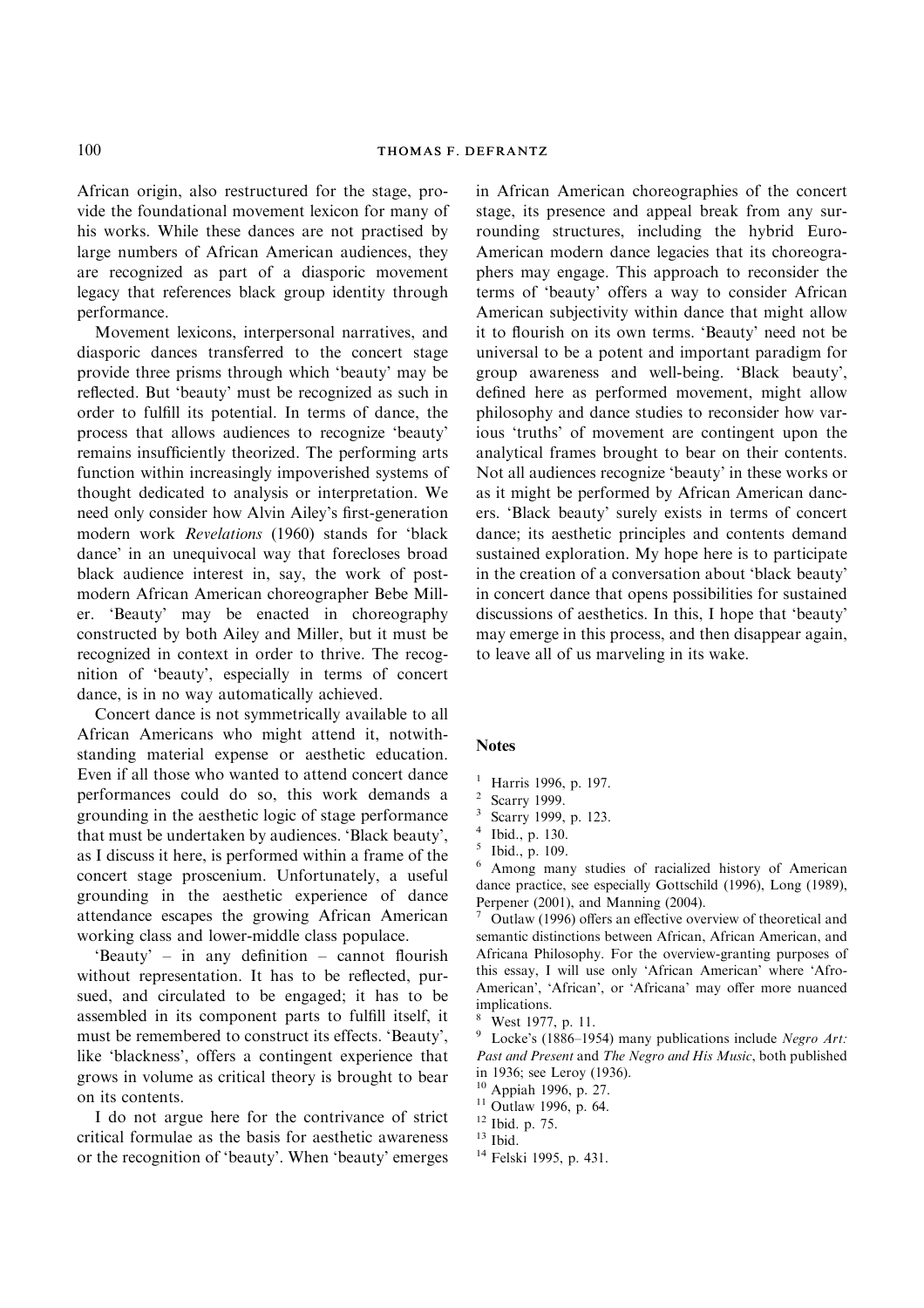African origin, also restructured for the stage, provide the foundational movement lexicon for many of his works. While these dances are not practised by large numbers of African American audiences, they are recognized as part of a diasporic movement legacy that references black group identity through performance.

Movement lexicons, interpersonal narratives, and diasporic dances transferred to the concert stage provide three prisms through which 'beauty' may be reflected. But 'beauty' must be recognized as such in order to fulfill its potential. In terms of dance, the process that allows audiences to recognize 'beauty' remains insufficiently theorized. The performing arts function within increasingly impoverished systems of thought dedicated to analysis or interpretation. We need only consider how Alvin Ailey's first-generation modern work *Revelations* (1960) stands for 'black dance' in an unequivocal way that forecloses broad black audience interest in, say, the work of postmodern African American choreographer Bebe Miller. 'Beauty' may be enacted in choreography constructed by both Ailey and Miller, but it must be recognized in context in order to thrive. The recognition of 'beauty', especially in terms of concert dance, is in no way automatically achieved.

Concert dance is not symmetrically available to all African Americans who might attend it, notwithstanding material expense or aesthetic education. Even if all those who wanted to attend concert dance performances could do so, this work demands a grounding in the aesthetic logic of stage performance that must be undertaken by audiences. 'Black beauty', as I discuss it here, is performed within a frame of the concert stage proscenium. Unfortunately, a useful grounding in the aesthetic experience of dance attendance escapes the growing African American working class and lower-middle class populace.

'Beauty' – in any definition – cannot flourish without representation. It has to be reflected, pursued, and circulated to be engaged; it has to be assembled in its component parts to fulfill itself, it must be remembered to construct its effects. 'Beauty', like 'blackness', offers a contingent experience that grows in volume as critical theory is brought to bear on its contents.

I do not argue here for the contrivance of strict critical formulae as the basis for aesthetic awareness or the recognition of 'beauty'. When 'beauty' emerges in African American choreographies of the concert stage, its presence and appeal break from any surrounding structures, including the hybrid Euro-American modern dance legacies that its choreographers may engage. This approach to reconsider the terms of 'beauty' offers a way to consider African American subjectivity within dance that might allow it to flourish on its own terms. 'Beauty' need not be universal to be a potent and important paradigm for group awareness and well-being. 'Black beauty', defined here as performed movement, might allow philosophy and dance studies to reconsider how various 'truths' of movement are contingent upon the analytical frames brought to bear on their contents. Not all audiences recognize 'beauty' in these works or as it might be performed by African American dancers. 'Black beauty' surely exists in terms of concert dance; its aesthetic principles and contents demand sustained exploration. My hope here is to participate in the creation of a conversation about 'black beauty' in concert dance that opens possibilities for sustained discussions of aesthetics. In this, I hope that 'beauty' may emerge in this process, and then disappear again, to leave all of us marveling in its wake.

## Notes

1. Harris 1996, p. 197.
2. Scarry 1999.
3. Scarry 1999, p. 123.
4. Ibid., p. 130.
5. Ibid., p. 109.
6. Among many studies of racialized history of American dance practice, see especially Gottschild (1996), Long (1989), Perpener (2001), and Manning (2004).
7. Outlaw (1996) offers an effective overview of theoretical and semantic distinctions between African, African American, and Africana Philosophy. For the overview-granting purposes of this essay, I will use only 'African American' where 'Afro-American', 'African', or 'Africana' may offer more nuanced implications.
8. West 1977, p. 11.
9. Locke's (1886–1954) many publications include *Negro Art: Past and Present* and *The Negro and His Music*, both published in 1936; see Leroy (1936).
10. Appiah 1996, p. 27.
11. Outlaw 1996, p. 64.
12. Ibid. p. 75.
13. Ibid.
14. Felski 1995, p. 431.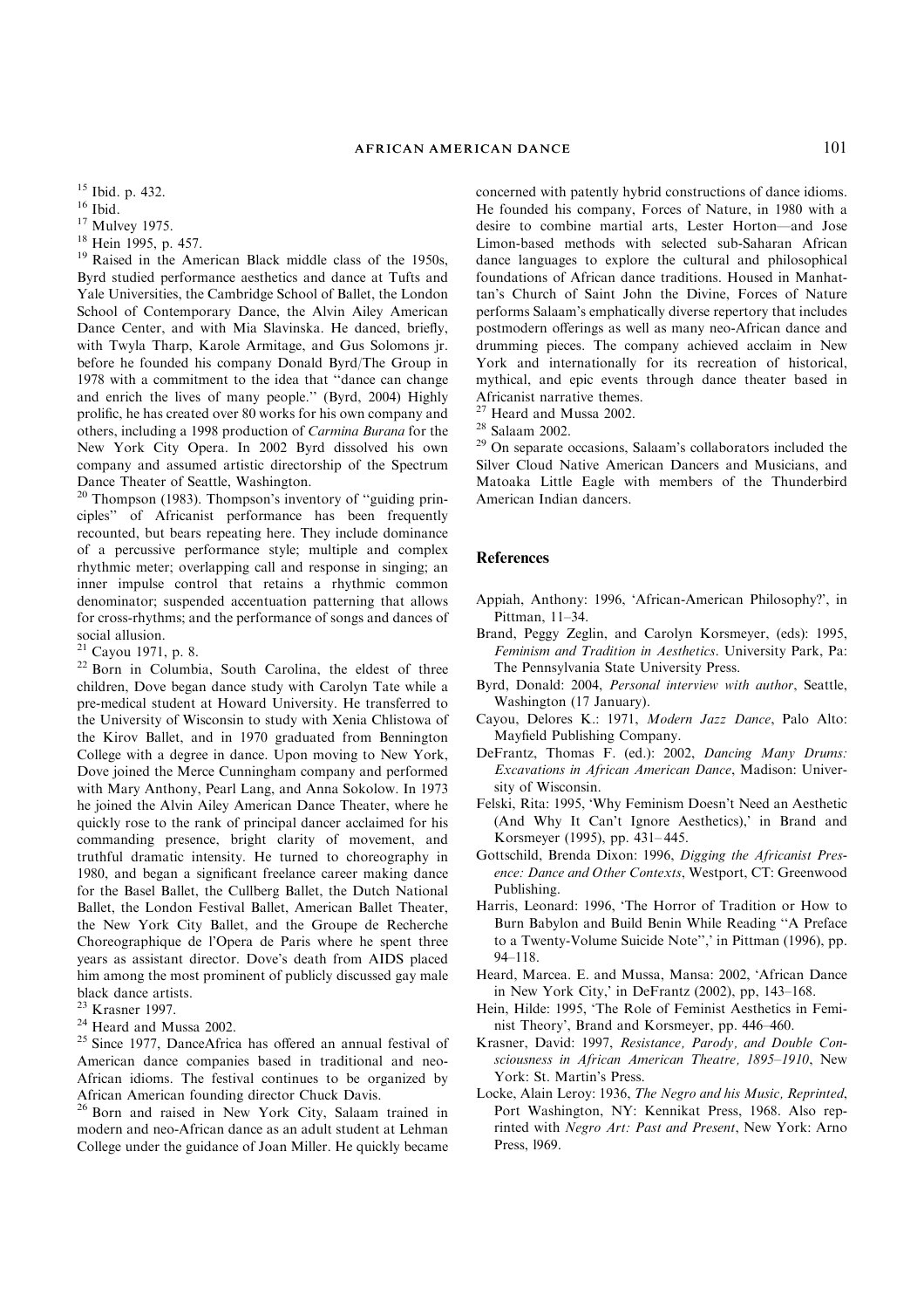[15] Ibid. p. 432.

[16] Ibid.

[17] Mulvey 1975.

[18] Hein 1995, p. 457.

[19] Raised in the American Black middle class of the 1950s, Byrd studied performance aesthetics and dance at Tufts and Yale Universities, the Cambridge School of Ballet, the London School of Contemporary Dance, the Alvin Ailey American Dance Center, and with Mia Slavinska. He danced, briefly, with Twyla Tharp, Karole Armitage, and Gus Solomons jr. before he founded his company Donald Byrd/The Group in 1978 with a commitment to the idea that ''dance can change and enrich the lives of many people.'' (Byrd, 2004) Highly prolific, he has created over 80 works for his own company and others, including a 1998 production of *Carmina Burana* for the New York City Opera. In 2002 Byrd dissolved his own company and assumed artistic directorship of the Spectrum Dance Theater of Seattle, Washington.

[20] Thompson (1983). Thompson's inventory of ''guiding principles'' of Africanist performance has been frequently recounted, but bears repeating here. They include dominance of a percussive performance style; multiple and complex rhythmic meter; overlapping call and response in singing; an inner impulse control that retains a rhythmic common denominator; suspended accentuation patterning that allows for cross-rhythms; and the performance of songs and dances of social allusion.

[21] Cayou 1971, p. 8.

[22] Born in Columbia, South Carolina, the eldest of three children, Dove began dance study with Carolyn Tate while a pre-medical student at Howard University. He transferred to the University of Wisconsin to study with Xenia Chlistowa of the Kirov Ballet, and in 1970 graduated from Bennington College with a degree in dance. Upon moving to New York, Dove joined the Merce Cunningham company and performed with Mary Anthony, Pearl Lang, and Anna Sokolow. In 1973 he joined the Alvin Ailey American Dance Theater, where he quickly rose to the rank of principal dancer acclaimed for his commanding presence, bright clarity of movement, and truthful dramatic intensity. He turned to choreography in 1980, and began a significant freelance career making dance for the Basel Ballet, the Cullberg Ballet, the Dutch National Ballet, the London Festival Ballet, American Ballet Theater, the New York City Ballet, and the Groupe de Recherche Choreographique de l'Opera de Paris where he spent three years as assistant director. Dove's death from AIDS placed him among the most prominent of publicly discussed gay male black dance artists.

[23] Krasner 1997.

[24] Heard and Mussa 2002.

[25] Since 1977, DanceAfrica has offered an annual festival of American dance companies based in traditional and neo-African idioms. The festival continues to be organized by African American founding director Chuck Davis.

[26] Born and raised in New York City, Salaam trained in modern and neo-African dance as an adult student at Lehman College under the guidance of Joan Miller. He quickly became concerned with patently hybrid constructions of dance idioms. He founded his company, Forces of Nature, in 1980 with a desire to combine martial arts, Lester Horton—and Jose Limon-based methods with selected sub-Saharan African dance languages to explore the cultural and philosophical foundations of African dance traditions. Housed in Manhattan's Church of Saint John the Divine, Forces of Nature performs Salaam's emphatically diverse repertory that includes postmodern offerings as well as many neo-African dance and drumming pieces. The company achieved acclaim in New York and internationally for its recreation of historical, mythical, and epic events through dance theater based in Africanist narrative themes.

[27] Heard and Mussa 2002.

[28] Salaam 2002.

[29] On separate occasions, Salaam's collaborators included the Silver Cloud Native American Dancers and Musicians, and Matoaka Little Eagle with members of the Thunderbird American Indian dancers.

## References

Appiah, Anthony: 1996, 'African-American Philosophy?', in Pittman, 11–34.

Brand, Peggy Zeglin, and Carolyn Korsmeyer, (eds): 1995, *Feminism and Tradition in Aesthetics*. University Park, Pa: The Pennsylvania State University Press.

Byrd, Donald: 2004, *Personal interview with author*, Seattle, Washington (17 January).

Cayou, Delores K.: 1971, *Modern Jazz Dance*, Palo Alto: Mayfield Publishing Company.

DeFrantz, Thomas F. (ed.): 2002, *Dancing Many Drums: Excavations in African American Dance*, Madison: University of Wisconsin.

Felski, Rita: 1995, 'Why Feminism Doesn't Need an Aesthetic (And Why It Can't Ignore Aesthetics),' in Brand and Korsmeyer (1995), pp. 431–445.

Gottschild, Brenda Dixon: 1996, *Digging the Africanist Presence: Dance and Other Contexts*, Westport, CT: Greenwood Publishing.

Harris, Leonard: 1996, 'The Horror of Tradition or How to Burn Babylon and Build Benin While Reading ''A Preface to a Twenty-Volume Suicide Note'',' in Pittman (1996), pp. 94–118.

Heard, Marcea. E. and Mussa, Mansa: 2002, 'African Dance in New York City,' in DeFrantz (2002), pp, 143–168.

Hein, Hilde: 1995, 'The Role of Feminist Aesthetics in Feminist Theory', Brand and Korsmeyer, pp. 446–460.

Krasner, David: 1997, *Resistance, Parody, and Double Consciousness in African American Theatre, 1895–1910*, New York: St. Martin's Press.

Locke, Alain Leroy: 1936, *The Negro and his Music, Reprinted*, Port Washington, NY: Kennikat Press, 1968. Also reprinted with *Negro Art: Past and Present*, New York: Arno Press, l969.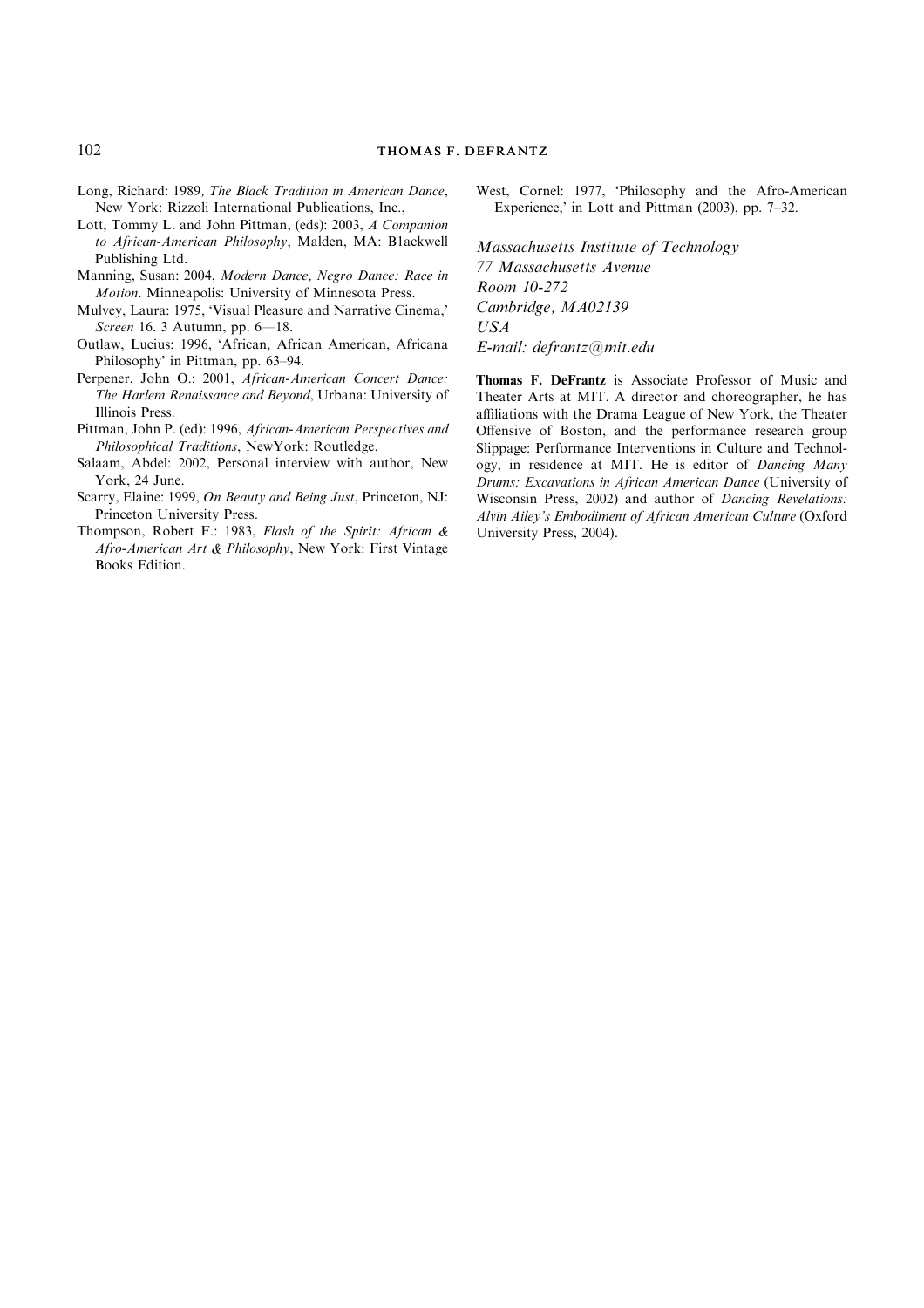Long, Richard: 1989, *The Black Tradition in American Dance*, New York: Rizzoli International Publications, Inc.,

Lott, Tommy L. and John Pittman, (eds): 2003, *A Companion to African-American Philosophy*, Malden, MA: B1ackwell Publishing Ltd.

Manning, Susan: 2004, *Modern Dance, Negro Dance: Race in Motion*. Minneapolis: University of Minnesota Press.

Mulvey, Laura: 1975, 'Visual Pleasure and Narrative Cinema,' *Screen* 16. 3 Autumn, pp. 6—18.

Outlaw, Lucius: 1996, 'African, African American, Africana Philosophy' in Pittman, pp. 63–94.

Perpener, John O.: 2001, *African-American Concert Dance: The Harlem Renaissance and Beyond*, Urbana: University of Illinois Press.

Pittman, John P. (ed): 1996, *African-American Perspectives and Philosophical Traditions*, NewYork: Routledge.

Salaam, Abdel: 2002, Personal interview with author, New York, 24 June.

Scarry, Elaine: 1999, *On Beauty and Being Just*, Princeton, NJ: Princeton University Press.

Thompson, Robert F.: 1983, *Flash of the Spirit: African & Afro-American Art & Philosophy*, New York: First Vintage Books Edition.

West, Cornel: 1977, 'Philosophy and the Afro-American Experience,' in Lott and Pittman (2003), pp. 7–32.

*Massachusetts Institute of Technology*
*77 Massachusetts Avenue*
*Room 10-272*
*Cambridge, MA02139*
*USA*
*E-mail: defrantz@mit.edu*

**Thomas F. DeFrantz** is Associate Professor of Music and Theater Arts at MIT. A director and choreographer, he has affiliations with the Drama League of New York, the Theater Offensive of Boston, and the performance research group Slippage: Performance Interventions in Culture and Technology, in residence at MIT. He is editor of *Dancing Many Drums: Excavations in African American Dance* (University of Wisconsin Press, 2002) and author of *Dancing Revelations: Alvin Ailey's Embodiment of African American Culture* (Oxford University Press, 2004).